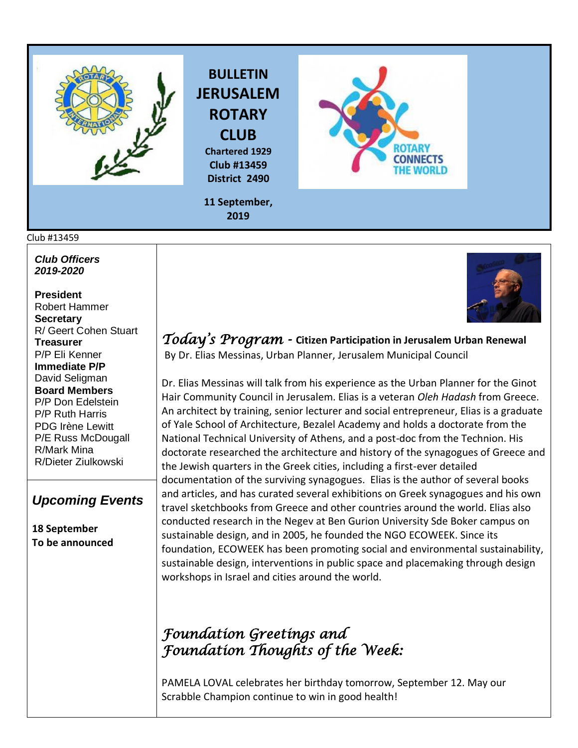# BULLETIN JERUSALEM ROTARY CLUB

**Chartered 1929**
**Club #13459**
**District 2490**

**11 September, 2019**

Club #13459

***Club Officers 2019-2020***

**President**
Robert Hammer
**Secretary**
R/ Geert Cohen Stuart
**Treasurer**
P/P Eli Kenner
**Immediate P/P**
David Seligman
**Board Members**
P/P Don Edelstein
P/P Ruth Harris
PDG Irène Lewitt
P/E Russ McDougall
R/Mark Mina
R/Dieter Ziulkowski

## *Upcoming Events*

**18 September**
**To be announced**

## *Today's Program* - **Citizen Participation in Jerusalem Urban Renewal**

By Dr. Elias Messinas, Urban Planner, Jerusalem Municipal Council

Dr. Elias Messinas will talk from his experience as the Urban Planner for the Ginot Hair Community Council in Jerusalem. Elias is a veteran *Oleh Hadash* from Greece. An architect by training, senior lecturer and social entrepreneur, Elias is a graduate of Yale School of Architecture, Bezalel Academy and holds a doctorate from the National Technical University of Athens, and a post-doc from the Technion. His doctorate researched the architecture and history of the synagogues of Greece and the Jewish quarters in the Greek cities, including a first-ever detailed documentation of the surviving synagogues. Elias is the author of several books and articles, and has curated several exhibitions on Greek synagogues and his own travel sketchbooks from Greece and other countries around the world. Elias also conducted research in the Negev at Ben Gurion University Sde Boker campus on sustainable design, and in 2005, he founded the NGO ECOWEEK. Since its foundation, ECOWEEK has been promoting social and environmental sustainability, sustainable design, interventions in public space and placemaking through design workshops in Israel and cities around the world.

## *Foundation Greetings and Foundation Thoughts of the Week:*

PAMELA LOVAL celebrates her birthday tomorrow, September 12. May our Scrabble Champion continue to win in good health!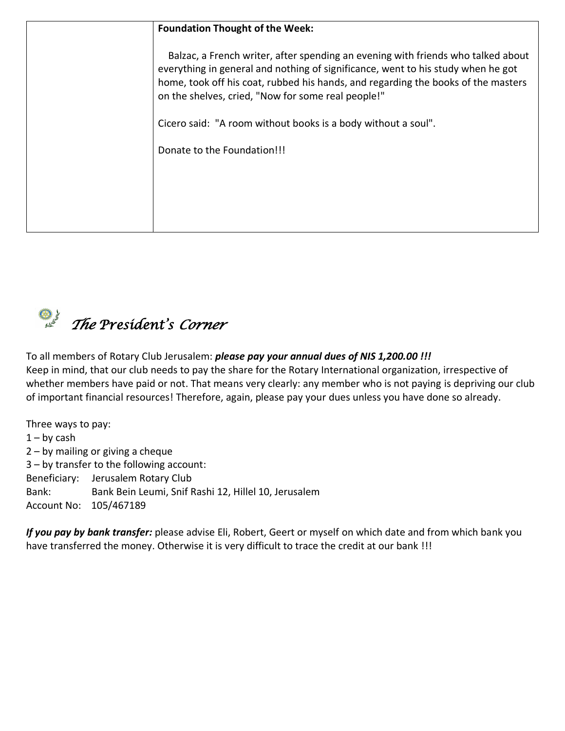**Foundation Thought of the Week:**

Balzac, a French writer, after spending an evening with friends who talked about everything in general and nothing of significance, went to his study when he got home, took off his coat, rubbed his hands, and regarding the books of the masters on the shelves, cried, "Now for some real people!"

Cicero said: "A room without books is a body without a soul".

Donate to the Foundation!!!

## *The President's Corner*

To all members of Rotary Club Jerusalem: ***please pay your annual dues of NIS 1,200.00 !!!***

Keep in mind, that our club needs to pay the share for the Rotary International organization, irrespective of whether members have paid or not. That means very clearly: any member who is not paying is depriving our club of important financial resources! Therefore, again, please pay your dues unless you have done so already.

Three ways to pay:

1 – by cash
2 – by mailing or giving a cheque
3 – by transfer to the following account:

Beneficiary: Jerusalem Rotary Club
Bank: Bank Bein Leumi, Snif Rashi 12, Hillel 10, Jerusalem
Account No: 105/467189

***If you pay by bank transfer:*** please advise Eli, Robert, Geert or myself on which date and from which bank you have transferred the money. Otherwise it is very difficult to trace the credit at our bank !!!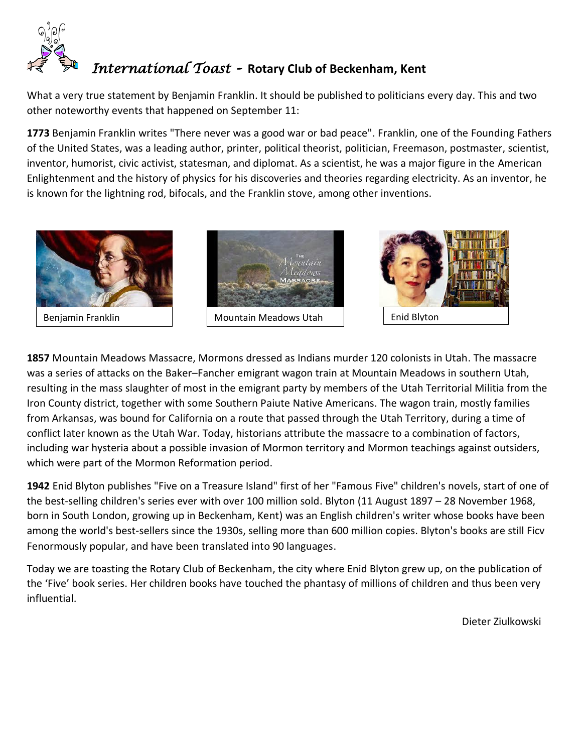# *International Toast* - Rotary Club of Beckenham, Kent

What a very true statement by Benjamin Franklin. It should be published to politicians every day. This and two other noteworthy events that happened on September 11:

**1773** Benjamin Franklin writes "There never was a good war or bad peace". Franklin, one of the Founding Fathers of the United States, was a leading author, printer, political theorist, politician, Freemason, postmaster, scientist, inventor, humorist, civic activist, statesman, and diplomat. As a scientist, he was a major figure in the American Enlightenment and the history of physics for his discoveries and theories regarding electricity. As an inventor, he is known for the lightning rod, bifocals, and the Franklin stove, among other inventions.

Benjamin Franklin

Mountain Meadows Utah

Enid Blyton

**1857** Mountain Meadows Massacre, Mormons dressed as Indians murder 120 colonists in Utah. The massacre was a series of attacks on the Baker–Fancher emigrant wagon train at Mountain Meadows in southern Utah, resulting in the mass slaughter of most in the emigrant party by members of the Utah Territorial Militia from the Iron County district, together with some Southern Paiute Native Americans. The wagon train, mostly families from Arkansas, was bound for California on a route that passed through the Utah Territory, during a time of conflict later known as the Utah War. Today, historians attribute the massacre to a combination of factors, including war hysteria about a possible invasion of Mormon territory and Mormon teachings against outsiders, which were part of the Mormon Reformation period.

**1942** Enid Blyton publishes "Five on a Treasure Island" first of her "Famous Five" children's novels, start of one of the best-selling children's series ever with over 100 million sold. Blyton (11 August 1897 – 28 November 1968, born in South London, growing up in Beckenham, Kent) was an English children's writer whose books have been among the world's best-sellers since the 1930s, selling more than 600 million copies. Blyton's books are still Ficv Fenormously popular, and have been translated into 90 languages.

Today we are toasting the Rotary Club of Beckenham, the city where Enid Blyton grew up, on the publication of the 'Five' book series. Her children books have touched the phantasy of millions of children and thus been very influential.

Dieter Ziulkowski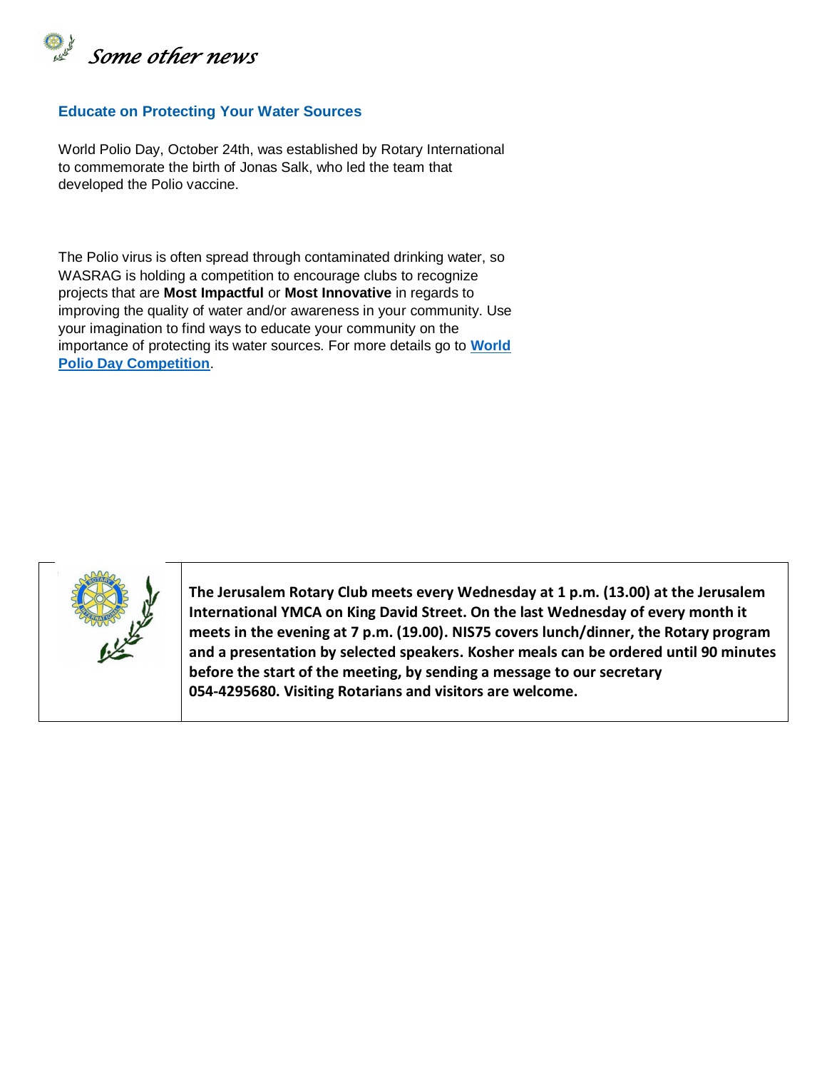# *Some other news*

### Educate on Protecting Your Water Sources

World Polio Day, October 24th, was established by Rotary International to commemorate the birth of Jonas Salk, who led the team that developed the Polio vaccine.

The Polio virus is often spread through contaminated drinking water, so WASRAG is holding a competition to encourage clubs to recognize projects that are **Most Impactful** or **Most Innovative** in regards to improving the quality of water and/or awareness in your community. Use your imagination to find ways to educate your community on the importance of protecting its water sources. For more details go to **World Polio Day Competition**.

**The Jerusalem Rotary Club meets every Wednesday at 1 p.m. (13.00) at the Jerusalem International YMCA on King David Street. On the last Wednesday of every month it meets in the evening at 7 p.m. (19.00). NIS75 covers lunch/dinner, the Rotary program and a presentation by selected speakers. Kosher meals can be ordered until 90 minutes before the start of the meeting, by sending a message to our secretary 054-4295680. Visiting Rotarians and visitors are welcome.**